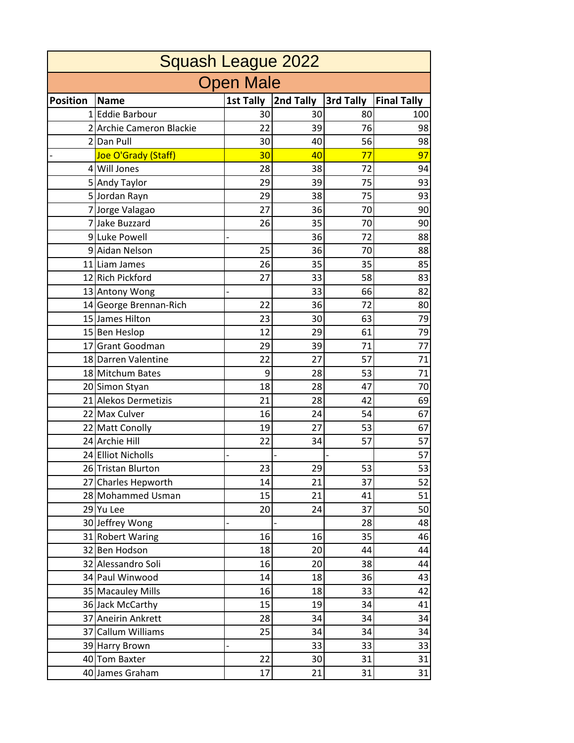# Squash League 2022

## Open Male

| Position | Name | 1st Tally | 2nd Tally | 3rd Tally | Final Tally |
|---|---|---|---|---|---|
| 1 | Eddie Barbour | 30 | 30 | 80 | 100 |
| 2 | Archie Cameron Blackie | 22 | 39 | 76 | 98 |
| 2 | Dan Pull | 30 | 40 | 56 | 98 |
| - | Joe O'Grady (Staff) | 30 | 40 | 77 | 97 |
| 4 | Will Jones | 28 | 38 | 72 | 94 |
| 5 | Andy Taylor | 29 | 39 | 75 | 93 |
| 5 | Jordan Rayn | 29 | 38 | 75 | 93 |
| 7 | Jorge Valagao | 27 | 36 | 70 | 90 |
| 7 | Jake Buzzard | 26 | 35 | 70 | 90 |
| 9 | Luke Powell | - | 36 | 72 | 88 |
| 9 | Aidan Nelson | 25 | 36 | 70 | 88 |
| 11 | Liam James | 26 | 35 | 35 | 85 |
| 12 | Rich Pickford | 27 | 33 | 58 | 83 |
| 13 | Antony Wong | - | 33 | 66 | 82 |
| 14 | George Brennan-Rich | 22 | 36 | 72 | 80 |
| 15 | James Hilton | 23 | 30 | 63 | 79 |
| 15 | Ben Heslop | 12 | 29 | 61 | 79 |
| 17 | Grant Goodman | 29 | 39 | 71 | 77 |
| 18 | Darren Valentine | 22 | 27 | 57 | 71 |
| 18 | Mitchum Bates | 9 | 28 | 53 | 71 |
| 20 | Simon Styan | 18 | 28 | 47 | 70 |
| 21 | Alekos Dermetizis | 21 | 28 | 42 | 69 |
| 22 | Max Culver | 16 | 24 | 54 | 67 |
| 22 | Matt Conolly | 19 | 27 | 53 | 67 |
| 24 | Archie Hill | 22 | 34 | 57 | 57 |
| 24 | Elliot Nicholls | - | - | - | 57 |
| 26 | Tristan Blurton | 23 | 29 | 53 | 53 |
| 27 | Charles Hepworth | 14 | 21 | 37 | 52 |
| 28 | Mohammed Usman | 15 | 21 | 41 | 51 |
| 29 | Yu Lee | 20 | 24 | 37 | 50 |
| 30 | Jeffrey Wong | - | - | 28 | 48 |
| 31 | Robert Waring | 16 | 16 | 35 | 46 |
| 32 | Ben Hodson | 18 | 20 | 44 | 44 |
| 32 | Alessandro Soli | 16 | 20 | 38 | 44 |
| 34 | Paul Winwood | 14 | 18 | 36 | 43 |
| 35 | Macauley Mills | 16 | 18 | 33 | 42 |
| 36 | Jack McCarthy | 15 | 19 | 34 | 41 |
| 37 | Aneirin Ankrett | 28 | 34 | 34 | 34 |
| 37 | Callum Williams | 25 | 34 | 34 | 34 |
| 39 | Harry Brown | - | 33 | 33 | 33 |
| 40 | Tom Baxter | 22 | 30 | 31 | 31 |
| 40 | James Graham | 17 | 21 | 31 | 31 |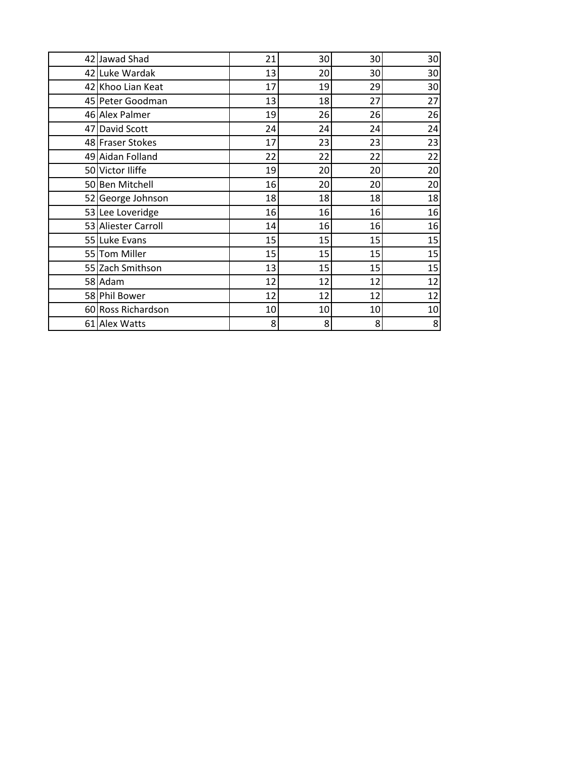| | | | | | |
|---|---|---|---|---|---|
| 42 | Jawad Shad | 21 | 30 | 30 | 30 |
| 42 | Luke Wardak | 13 | 20 | 30 | 30 |
| 42 | Khoo Lian Keat | 17 | 19 | 29 | 30 |
| 45 | Peter Goodman | 13 | 18 | 27 | 27 |
| 46 | Alex Palmer | 19 | 26 | 26 | 26 |
| 47 | David Scott | 24 | 24 | 24 | 24 |
| 48 | Fraser Stokes | 17 | 23 | 23 | 23 |
| 49 | Aidan Folland | 22 | 22 | 22 | 22 |
| 50 | Victor Iliffe | 19 | 20 | 20 | 20 |
| 50 | Ben Mitchell | 16 | 20 | 20 | 20 |
| 52 | George Johnson | 18 | 18 | 18 | 18 |
| 53 | Lee Loveridge | 16 | 16 | 16 | 16 |
| 53 | Aliester Carroll | 14 | 16 | 16 | 16 |
| 55 | Luke Evans | 15 | 15 | 15 | 15 |
| 55 | Tom Miller | 15 | 15 | 15 | 15 |
| 55 | Zach Smithson | 13 | 15 | 15 | 15 |
| 58 | Adam | 12 | 12 | 12 | 12 |
| 58 | Phil Bower | 12 | 12 | 12 | 12 |
| 60 | Ross Richardson | 10 | 10 | 10 | 10 |
| 61 | Alex Watts | 8 | 8 | 8 | 8 |